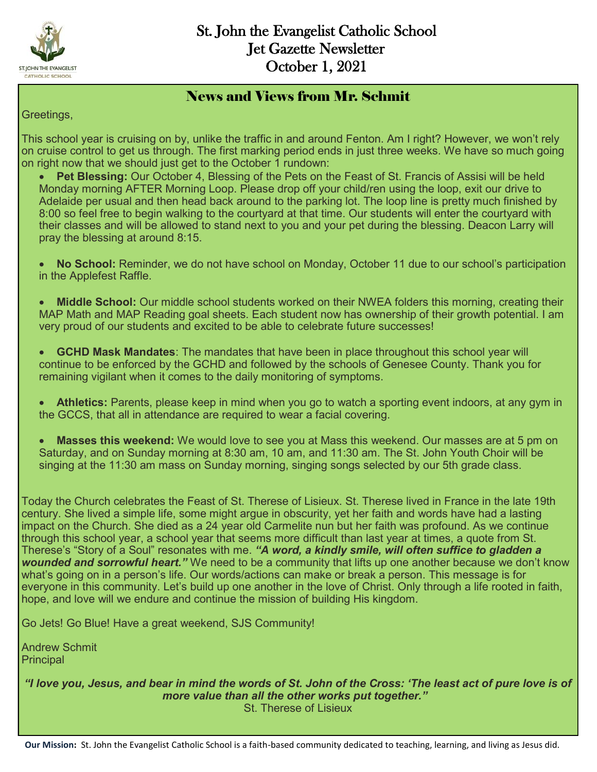# St. John the Evangelist Catholic School
# Jet Gazette Newsletter
# October 1, 2021

## News and Views from Mr. Schmit

Greetings,

This school year is cruising on by, unlike the traffic in and around Fenton. Am I right? However, we won't rely on cruise control to get us through. The first marking period ends in just three weeks. We have so much going on right now that we should just get to the October 1 rundown:

- **Pet Blessing:** Our October 4, Blessing of the Pets on the Feast of St. Francis of Assisi will be held Monday morning AFTER Morning Loop. Please drop off your child/ren using the loop, exit our drive to Adelaide per usual and then head back around to the parking lot. The loop line is pretty much finished by 8:00 so feel free to begin walking to the courtyard at that time. Our students will enter the courtyard with their classes and will be allowed to stand next to you and your pet during the blessing. Deacon Larry will pray the blessing at around 8:15.

- **No School:** Reminder, we do not have school on Monday, October 11 due to our school's participation in the Applefest Raffle.

- **Middle School:** Our middle school students worked on their NWEA folders this morning, creating their MAP Math and MAP Reading goal sheets. Each student now has ownership of their growth potential. I am very proud of our students and excited to be able to celebrate future successes!

- **GCHD Mask Mandates**: The mandates that have been in place throughout this school year will continue to be enforced by the GCHD and followed by the schools of Genesee County. Thank you for remaining vigilant when it comes to the daily monitoring of symptoms.

- **Athletics:** Parents, please keep in mind when you go to watch a sporting event indoors, at any gym in the GCCS, that all in attendance are required to wear a facial covering.

- **Masses this weekend:** We would love to see you at Mass this weekend. Our masses are at 5 pm on Saturday, and on Sunday morning at 8:30 am, 10 am, and 11:30 am. The St. John Youth Choir will be singing at the 11:30 am mass on Sunday morning, singing songs selected by our 5th grade class.

Today the Church celebrates the Feast of St. Therese of Lisieux. St. Therese lived in France in the late 19th century. She lived a simple life, some might argue in obscurity, yet her faith and words have had a lasting impact on the Church. She died as a 24 year old Carmelite nun but her faith was profound. As we continue through this school year, a school year that seems more difficult than last year at times, a quote from St. Therese's "Story of a Soul" resonates with me. ***"A word, a kindly smile, will often suffice to gladden a wounded and sorrowful heart."*** We need to be a community that lifts up one another because we don't know what's going on in a person's life. Our words/actions can make or break a person. This message is for everyone in this community. Let's build up one another in the love of Christ. Only through a life rooted in faith, hope, and love will we endure and continue the mission of building His kingdom.

Go Jets! Go Blue! Have a great weekend, SJS Community!

Andrew Schmit
Principal

***"I love you, Jesus, and bear in mind the words of St. John of the Cross: 'The least act of pure love is of more value than all the other works put together."***
St. Therese of Lisieux

**Our Mission:** St. John the Evangelist Catholic School is a faith-based community dedicated to teaching, learning, and living as Jesus did.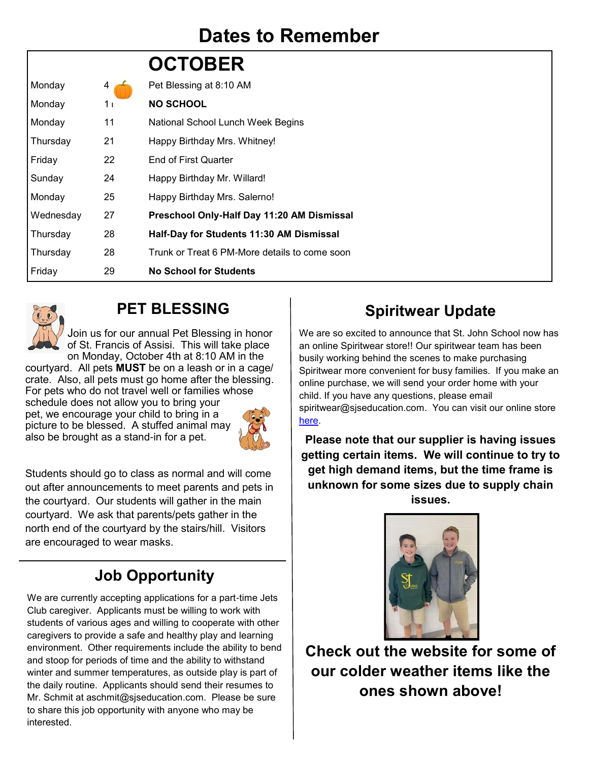# Dates to Remember

| | | OCTOBER |
|---|---|---|
| Monday | 4 | Pet Blessing at 8:10 AM |
| Monday | 11 | **NO SCHOOL** |
| Monday | 11 | National School Lunch Week Begins |
| Thursday | 21 | Happy Birthday Mrs. Whitney! |
| Friday | 22 | End of First Quarter |
| Sunday | 24 | Happy Birthday Mr. Willard! |
| Monday | 25 | Happy Birthday Mrs. Salerno! |
| Wednesday | 27 | **Preschool Only-Half Day 11:20 AM Dismissal** |
| Thursday | 28 | **Half-Day for Students 11:30 AM Dismissal** |
| Thursday | 28 | Trunk or Treat 6 PM-More details to come soon |
| Friday | 29 | **No School for Students** |

## PET BLESSING

Join us for our annual Pet Blessing in honor of St. Francis of Assisi. This will take place on Monday, October 4th at 8:10 AM in the courtyard. All pets **MUST** be on a leash or in a cage/crate. Also, all pets must go home after the blessing. For pets who do not travel well or families whose schedule does not allow you to bring your pet, we encourage your child to bring in a picture to be blessed. A stuffed animal may also be brought as a stand-in for a pet.

Students should go to class as normal and will come out after announcements to meet parents and pets in the courtyard. Our students will gather in the main courtyard. We ask that parents/pets gather in the north end of the courtyard by the stairs/hill. Visitors are encouraged to wear masks.

## Job Opportunity

We are currently accepting applications for a part-time Jets Club caregiver. Applicants must be willing to work with students of various ages and willing to cooperate with other caregivers to provide a safe and healthy play and learning environment. Other requirements include the ability to bend and stoop for periods of time and the ability to withstand winter and summer temperatures, as outside play is part of the daily routine. Applicants should send their resumes to Mr. Schmit at aschmit@sjseducation.com. Please be sure to share this job opportunity with anyone who may be interested.

## Spiritwear Update

We are so excited to announce that St. John School now has an online Spiritwear store!! Our spiritwear team has been busily working behind the scenes to make purchasing Spiritwear more convenient for busy families. If you make an online purchase, we will send your order home with your child. If you have any questions, please email spiritwear@sjseducation.com. You can visit our online store here.

**Please note that our supplier is having issues getting certain items. We will continue to try to get high demand items, but the time frame is unknown for some sizes due to supply chain issues.**

**Check out the website for some of our colder weather items like the ones shown above!**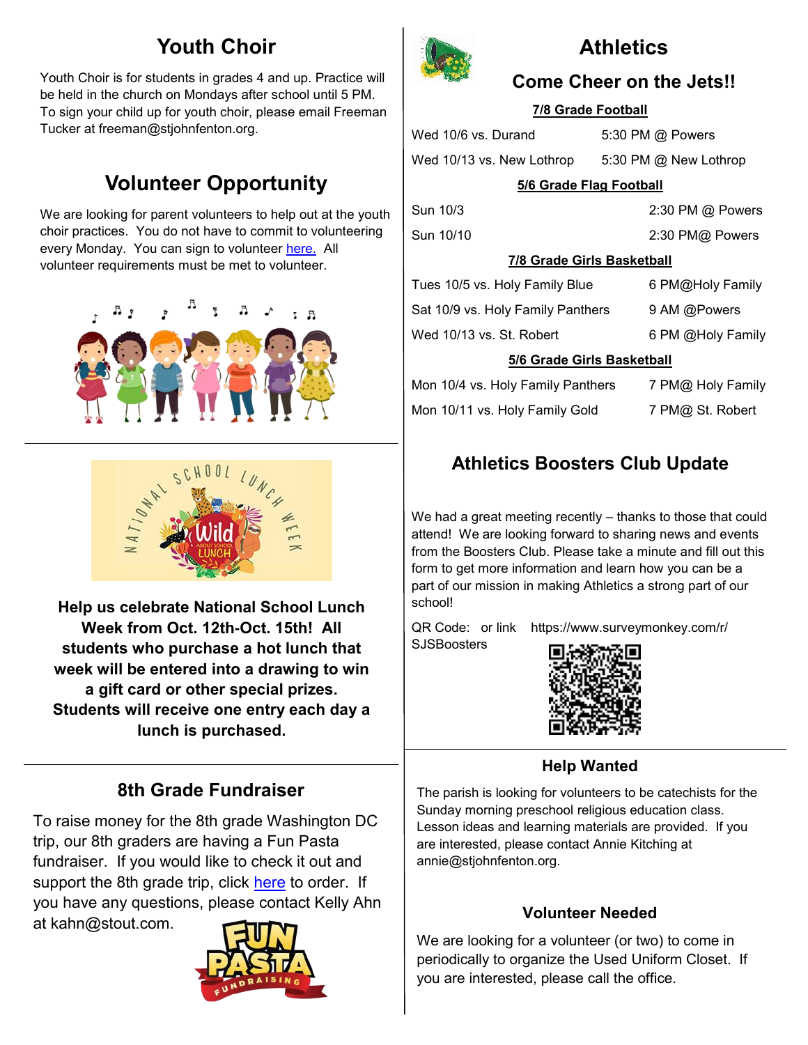## Youth Choir

Youth Choir is for students in grades 4 and up. Practice will be held in the church on Mondays after school until 5 PM. To sign your child up for youth choir, please email Freeman Tucker at freeman@stjohnfenton.org.

## Volunteer Opportunity

We are looking for parent volunteers to help out at the youth choir practices. You do not have to commit to volunteering every Monday. You can sign to volunteer here. All volunteer requirements must be met to volunteer.

**Help us celebrate National School Lunch Week from Oct. 12th-Oct. 15th! All students who purchase a hot lunch that week will be entered into a drawing to win a gift card or other special prizes. Students will receive one entry each day a lunch is purchased.**

## 8th Grade Fundraiser

To raise money for the 8th grade Washington DC trip, our 8th graders are having a Fun Pasta fundraiser. If you would like to check it out and support the 8th grade trip, click here to order. If you have any questions, please contact Kelly Ahn at kahn@stout.com.

## Athletics

### Come Cheer on the Jets!!

**7/8 Grade Football**

| | |
|---|---|
| Wed 10/6 vs. Durand | 5:30 PM @ Powers |
| Wed 10/13 vs. New Lothrop | 5:30 PM @ New Lothrop |

**5/6 Grade Flag Football**

| | |
|---|---|
| Sun 10/3 | 2:30 PM @ Powers |
| Sun 10/10 | 2:30 PM@ Powers |

**7/8 Grade Girls Basketball**

| | |
|---|---|
| Tues 10/5 vs. Holy Family Blue | 6 PM@Holy Family |
| Sat 10/9 vs. Holy Family Panthers | 9 AM @Powers |
| Wed 10/13 vs. St. Robert | 6 PM @Holy Family |

**5/6 Grade Girls Basketball**

| | |
|---|---|
| Mon 10/4 vs. Holy Family Panthers | 7 PM@ Holy Family |
| Mon 10/11 vs. Holy Family Gold | 7 PM@ St. Robert |

## Athletics Boosters Club Update

We had a great meeting recently – thanks to those that could attend! We are looking forward to sharing news and events from the Boosters Club. Please take a minute and fill out this form to get more information and learn how you can be a part of our mission in making Athletics a strong part of our school!

QR Code: or link https://www.surveymonkey.com/r/SJSBoosters

### Help Wanted

The parish is looking for volunteers to be catechists for the Sunday morning preschool religious education class. Lesson ideas and learning materials are provided. If you are interested, please contact Annie Kitching at annie@stjohnfenton.org.

### Volunteer Needed

We are looking for a volunteer (or two) to come in periodically to organize the Used Uniform Closet. If you are interested, please call the office.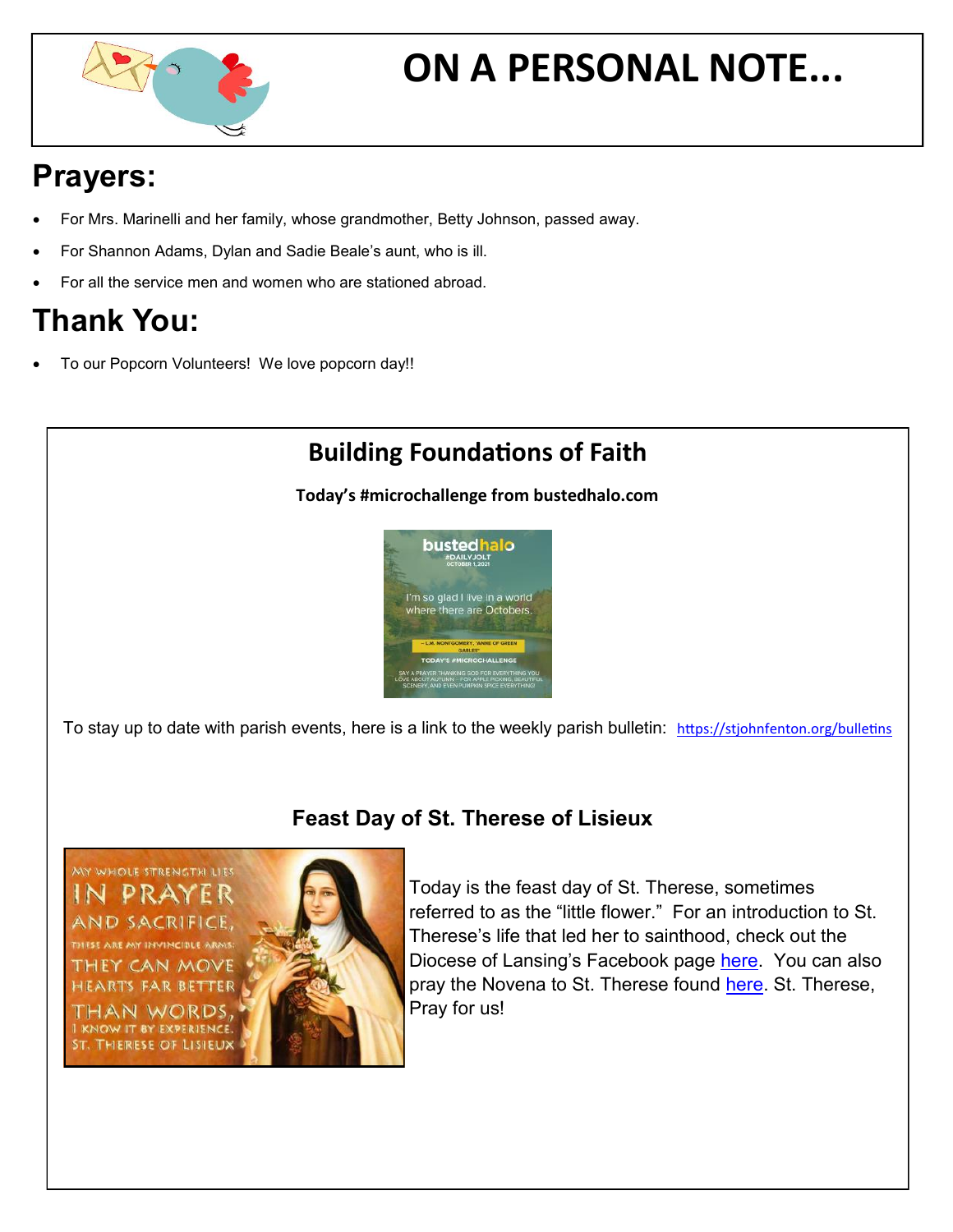# ON A PERSONAL NOTE...

## Prayers:

- For Mrs. Marinelli and her family, whose grandmother, Betty Johnson, passed away.
- For Shannon Adams, Dylan and Sadie Beale's aunt, who is ill.
- For all the service men and women who are stationed abroad.

## Thank You:

- To our Popcorn Volunteers! We love popcorn day!!

## Building Foundations of Faith

**Today's #microchallenge from bustedhalo.com**

To stay up to date with parish events, here is a link to the weekly parish bulletin: https://stjohnfenton.org/bulletins

### Feast Day of St. Therese of Lisieux

Today is the feast day of St. Therese, sometimes referred to as the "little flower." For an introduction to St. Therese's life that led her to sainthood, check out the Diocese of Lansing's Facebook page here. You can also pray the Novena to St. Therese found here. St. Therese, Pray for us!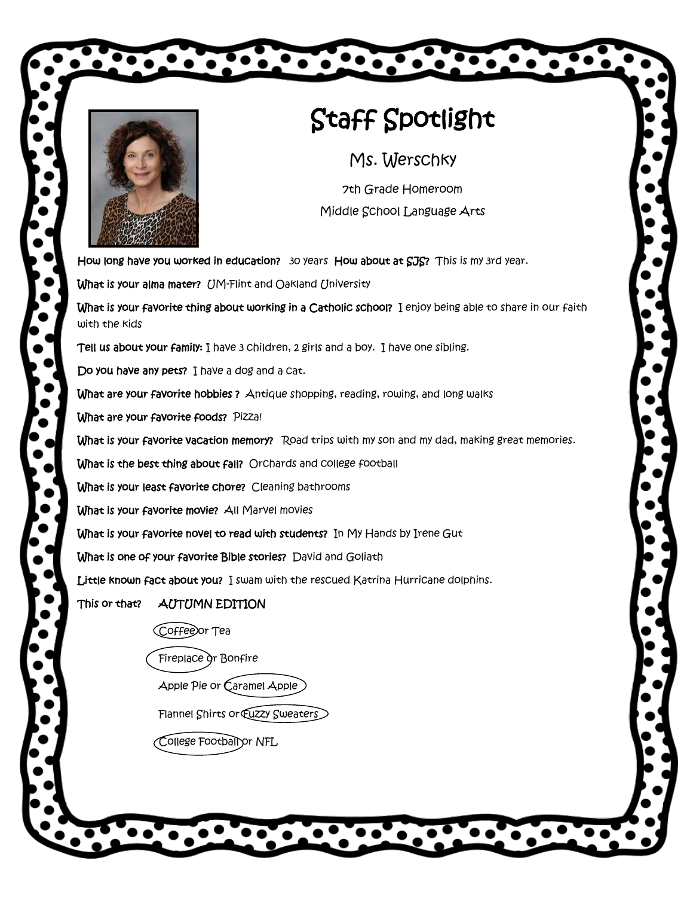# Staff Spotlight

## Ms. Werschky

7th Grade Homeroom

Middle School Language Arts

**How long have you worked in education?** 30 years **How about at SJS?** This is my 3rd year.

**What is your alma mater?** UM-Flint and Oakland University

**What is your favorite thing about working in a Catholic school?** I enjoy being able to share in our faith with the kids

**Tell us about your family:** I have 3 children, 2 girls and a boy. I have one sibling.

**Do you have any pets?** I have a dog and a cat.

**What are your favorite hobbies ?** Antique shopping, reading, rowing, and long walks

**What are your favorite foods?** Pizza!

**What is your favorite vacation memory?** Road trips with my son and my dad, making great memories.

**What is the best thing about fall?** Orchards and college football

**What is your least favorite chore?** Cleaning bathrooms

**What is your favorite movie?** All Marvel movies

**What is your favorite novel to read with students?** In My Hands by Irene Gut

**What is one of your favorite Bible stories?** David and Goliath

**Little known fact about you?** I swam with the rescued Katrina Hurricane dolphins.

**This or that?** AUTUMN EDITION

- Coffee (circled) or Tea
- Fireplace (circled) or Bonfire
- Apple Pie or Caramel Apple (circled)
- Flannel Shirts or Fuzzy Sweaters (circled)
- College Football (circled) or NFL